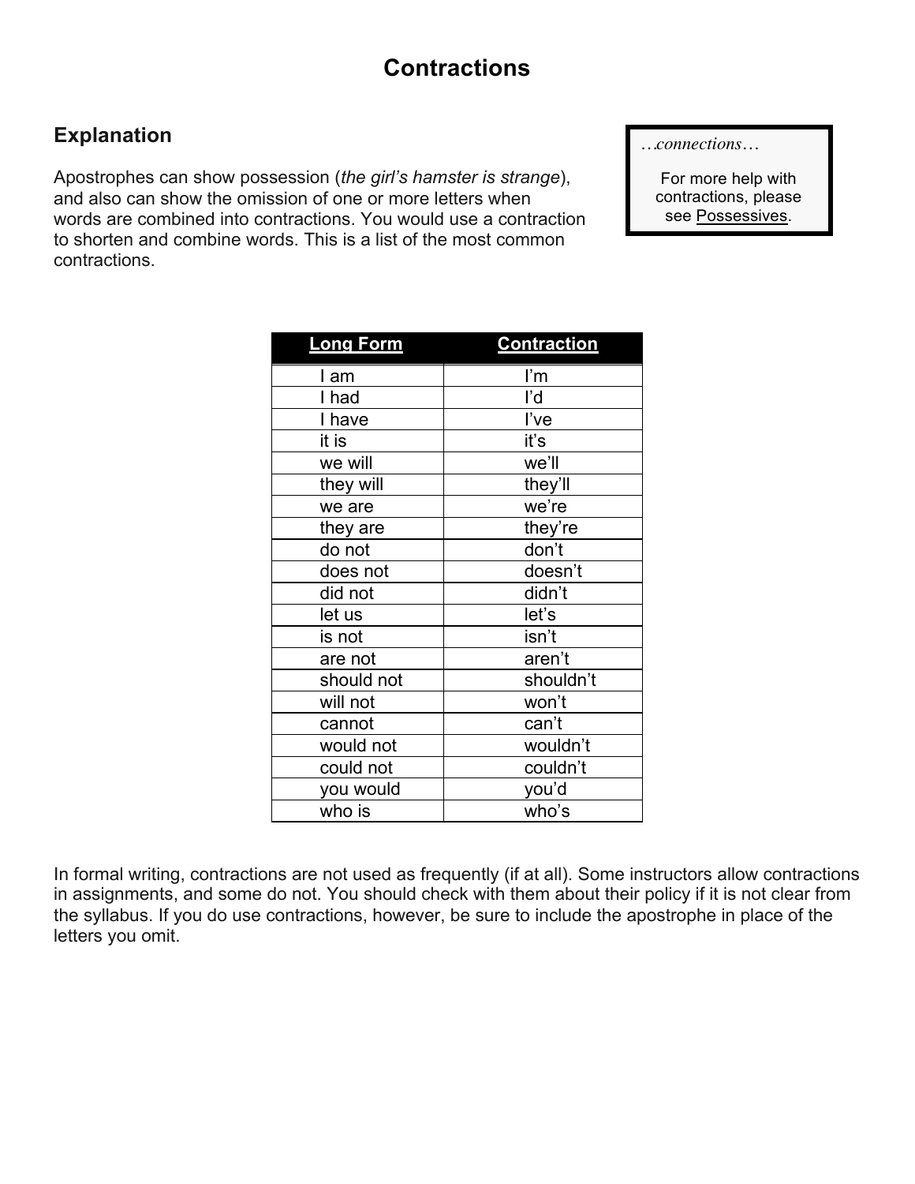# Contractions

## Explanation

Apostrophes can show possession (*the girl's hamster is strange*), and also can show the omission of one or more letters when words are combined into contractions. You would use a contraction to shorten and combine words. This is a list of the most common contractions.

> *…connections…*
>
> For more help with contractions, please see Possessives.

| Long Form | Contraction |
|---|---|
| I am | I'm |
| I had | I'd |
| I have | I've |
| it is | it's |
| we will | we'll |
| they will | they'll |
| we are | we're |
| they are | they're |
| do not | don't |
| does not | doesn't |
| did not | didn't |
| let us | let's |
| is not | isn't |
| are not | aren't |
| should not | shouldn't |
| will not | won't |
| cannot | can't |
| would not | wouldn't |
| could not | couldn't |
| you would | you'd |
| who is | who's |

In formal writing, contractions are not used as frequently (if at all). Some instructors allow contractions in assignments, and some do not. You should check with them about their policy if it is not clear from the syllabus. If you do use contractions, however, be sure to include the apostrophe in place of the letters you omit.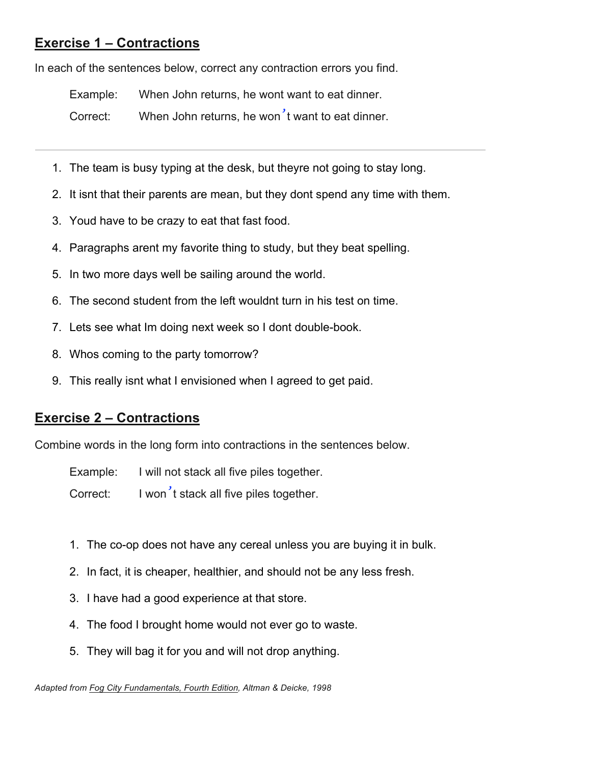## Exercise 1 – Contractions

In each of the sentences below, correct any contraction errors you find.

Example: When John returns, he wont want to eat dinner.

Correct: When John returns, he won't want to eat dinner.

---

1. The team is busy typing at the desk, but theyre not going to stay long.
2. It isnt that their parents are mean, but they dont spend any time with them.
3. Youd have to be crazy to eat that fast food.
4. Paragraphs arent my favorite thing to study, but they beat spelling.
5. In two more days well be sailing around the world.
6. The second student from the left wouldnt turn in his test on time.
7. Lets see what Im doing next week so I dont double-book.
8. Whos coming to the party tomorrow?
9. This really isnt what I envisioned when I agreed to get paid.

## Exercise 2 – Contractions

Combine words in the long form into contractions in the sentences below.

Example: I will not stack all five piles together.

Correct: I won't stack all five piles together.

1. The co-op does not have any cereal unless you are buying it in bulk.
2. In fact, it is cheaper, healthier, and should not be any less fresh.
3. I have had a good experience at that store.
4. The food I brought home would not ever go to waste.
5. They will bag it for you and will not drop anything.

*Adapted from Fog City Fundamentals, Fourth Edition, Altman & Deicke, 1998*